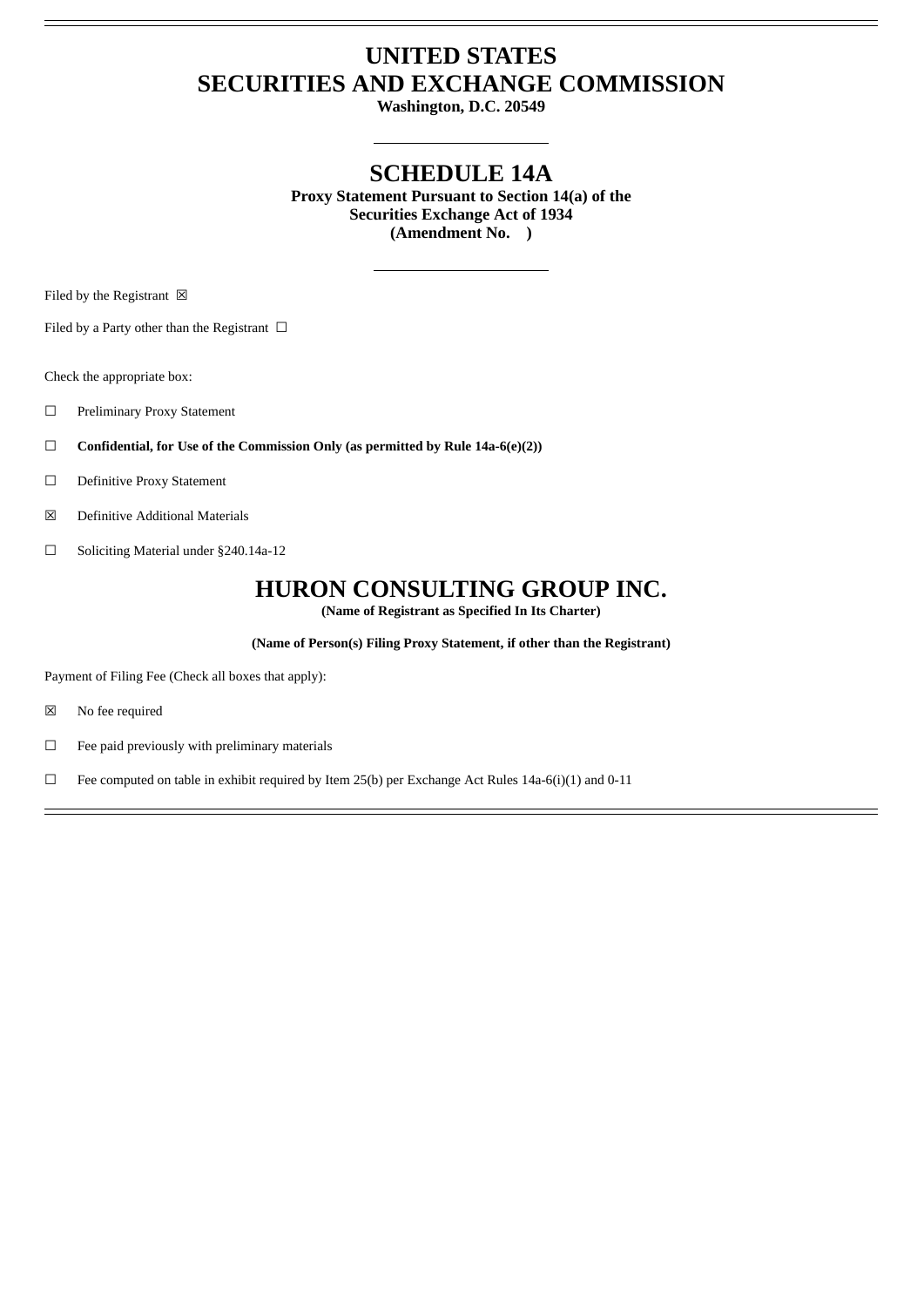# UNITED STATES
# SECURITIES AND EXCHANGE COMMISSION

**Washington, D.C. 20549**

---

# SCHEDULE 14A

**Proxy Statement Pursuant to Section 14(a) of the**
**Securities Exchange Act of 1934**
**(Amendment No. )**

---

Filed by the Registrant ☒

Filed by a Party other than the Registrant ☐

Check the appropriate box:

☐ Preliminary Proxy Statement

☐ **Confidential, for Use of the Commission Only (as permitted by Rule 14a-6(e)(2))**

☐ Definitive Proxy Statement

☒ Definitive Additional Materials

☐ Soliciting Material under §240.14a-12

# HURON CONSULTING GROUP INC.

**(Name of Registrant as Specified In Its Charter)**

**(Name of Person(s) Filing Proxy Statement, if other than the Registrant)**

Payment of Filing Fee (Check all boxes that apply):

☒ No fee required

☐ Fee paid previously with preliminary materials

☐ Fee computed on table in exhibit required by Item 25(b) per Exchange Act Rules 14a-6(i)(1) and 0-11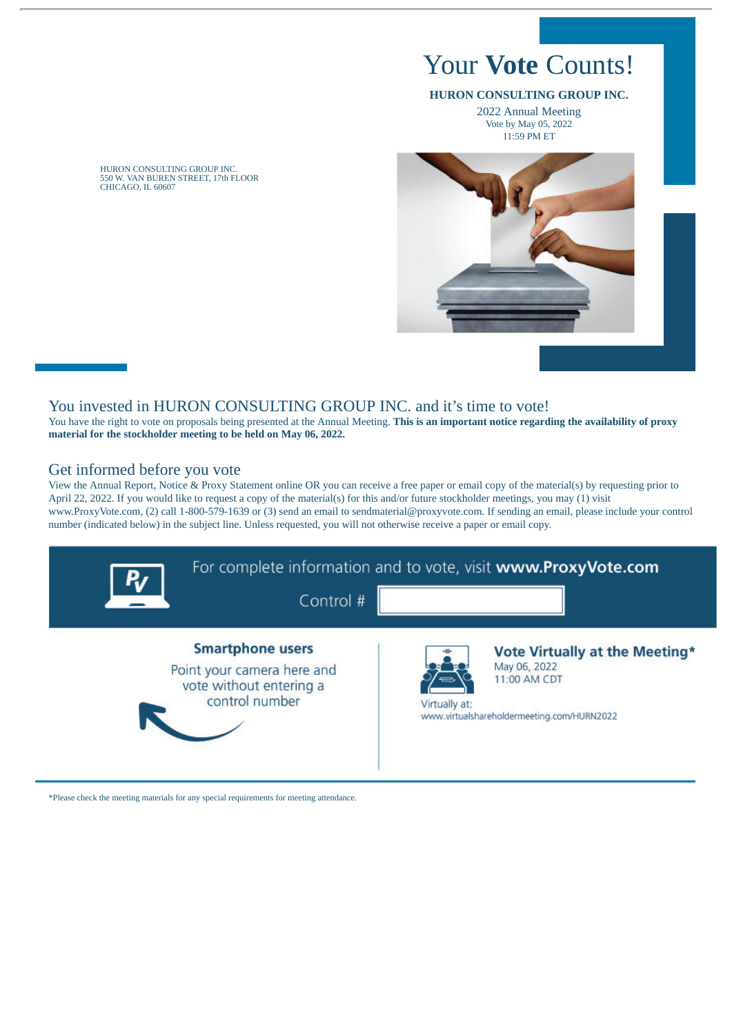# Your **Vote** Counts!

**HURON CONSULTING GROUP INC.**

2022 Annual Meeting
Vote by May 05, 2022
11:59 PM ET

HURON CONSULTING GROUP INC.
550 W. VAN BUREN STREET, 17th FLOOR
CHICAGO, IL 60607

## You invested in HURON CONSULTING GROUP INC. and it's time to vote!

You have the right to vote on proposals being presented at the Annual Meeting. **This is an important notice regarding the availability of proxy material for the stockholder meeting to be held on May 06, 2022.**

## Get informed before you vote

View the Annual Report, Notice & Proxy Statement online OR you can receive a free paper or email copy of the material(s) by requesting prior to April 22, 2022. If you would like to request a copy of the material(s) for this and/or future stockholder meetings, you may (1) visit www.ProxyVote.com, (2) call 1-800-579-1639 or (3) send an email to sendmaterial@proxyvote.com. If sending an email, please include your control number (indicated below) in the subject line. Unless requested, you will not otherwise receive a paper or email copy.

For complete information and to vote, visit **www.ProxyVote.com**

Control #

**Smartphone users**

Point your camera here and vote without entering a control number

**Vote Virtually at the Meeting***

May 06, 2022
11:00 AM CDT

Virtually at:
www.virtualshareholdermeeting.com/HURN2022

*Please check the meeting materials for any special requirements for meeting attendance.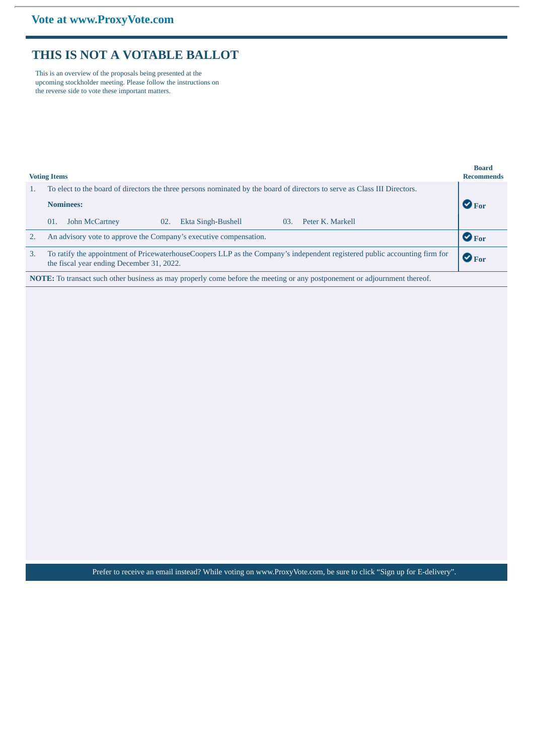**Vote at www.ProxyVote.com**

# THIS IS NOT A VOTABLE BALLOT

This is an overview of the proposals being presented at the upcoming stockholder meeting. Please follow the instructions on the reverse side to vote these important matters.

| Voting Items | | Board Recommends |
|---|---|---|
| 1. | To elect to the board of directors the three persons nominated by the board of directors to serve as Class III Directors.<br><br>**Nominees:**<br><br>01. John McCartney 02. Ekta Singh-Bushell 03. Peter K. Markell | For |
| 2. | An advisory vote to approve the Company's executive compensation. | For |
| 3. | To ratify the appointment of PricewaterhouseCoopers LLP as the Company's independent registered public accounting firm for the fiscal year ending December 31, 2022. | For |

**NOTE:** To transact such other business as may properly come before the meeting or any postponement or adjournment thereof.

Prefer to receive an email instead? While voting on www.ProxyVote.com, be sure to click "Sign up for E-delivery".